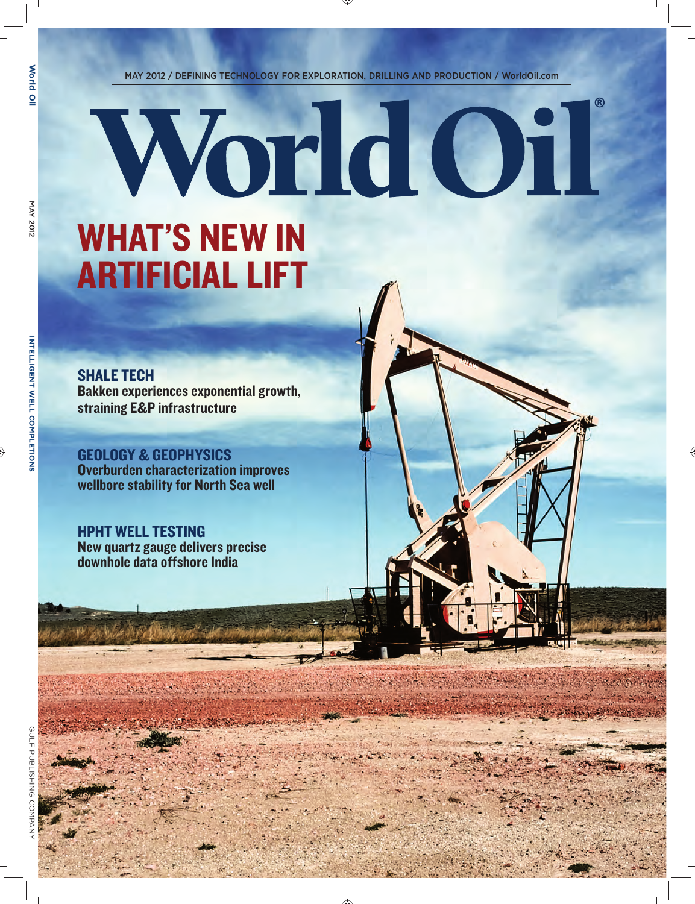MAY 2012 / DEFINING TECHNOLOGY FOR EXPLORATION, DRILLING AND PRODUCTION / WorldOil.com

# World Oil®

## WHAT'S NEW IN ARTIFICIAL LIFT

### SHALE TECH
**Bakken experiences exponential growth, straining E&P infrastructure**

### GEOLOGY & GEOPHYSICS
**Overburden characterization improves wellbore stability for North Sea well**

### HPHT WELL TESTING
**New quartz gauge delivers precise downhole data offshore India**

INTELLIGENT WELL COMPLETIONS

GULF PUBLISHING COMPANY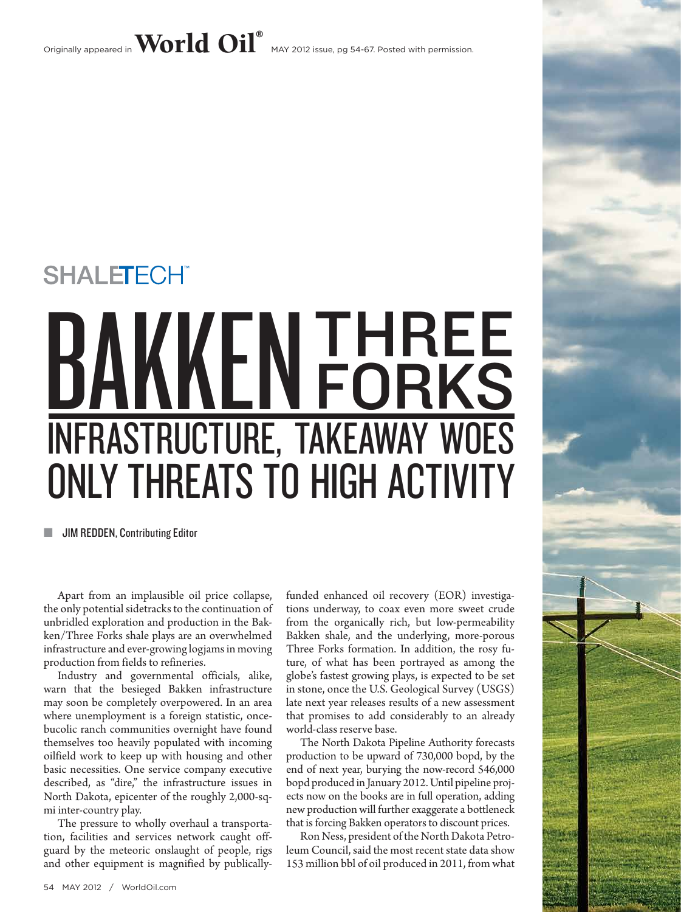Originally appeared in **World Oil®** MAY 2012 issue, pg 54-67. Posted with permission.

SHALETECH™

# BAKKEN THREE FORKS

## INFRASTRUCTURE, TAKEAWAY WOES ONLY THREATS TO HIGH ACTIVITY

JIM REDDEN, Contributing Editor

Apart from an implausible oil price collapse, the only potential sidetracks to the continuation of unbridled exploration and production in the Bakken/Three Forks shale plays are an overwhelmed infrastructure and ever-growing logjams in moving production from fields to refineries.

Industry and governmental officials, alike, warn that the besieged Bakken infrastructure may soon be completely overpowered. In an area where unemployment is a foreign statistic, once-bucolic ranch communities overnight have found themselves too heavily populated with incoming oilfield work to keep up with housing and other basic necessities. One service company executive described, as "dire," the infrastructure issues in North Dakota, epicenter of the roughly 2,000-sq-mi inter-country play.

The pressure to wholly overhaul a transportation, facilities and services network caught off-guard by the meteoric onslaught of people, rigs and other equipment is magnified by publically-funded enhanced oil recovery (EOR) investigations underway, to coax even more sweet crude from the organically rich, but low-permeability Bakken shale, and the underlying, more-porous Three Forks formation. In addition, the rosy future, of what has been portrayed as among the globe's fastest growing plays, is expected to be set in stone, once the U.S. Geological Survey (USGS) late next year releases results of a new assessment that promises to add considerably to an already world-class reserve base.

The North Dakota Pipeline Authority forecasts production to be upward of 730,000 bopd, by the end of next year, burying the now-record 546,000 bopd produced in January 2012. Until pipeline projects now on the books are in full operation, adding new production will further exaggerate a bottleneck that is forcing Bakken operators to discount prices.

Ron Ness, president of the North Dakota Petroleum Council, said the most recent state data show 153 million bbl of oil produced in 2011, from what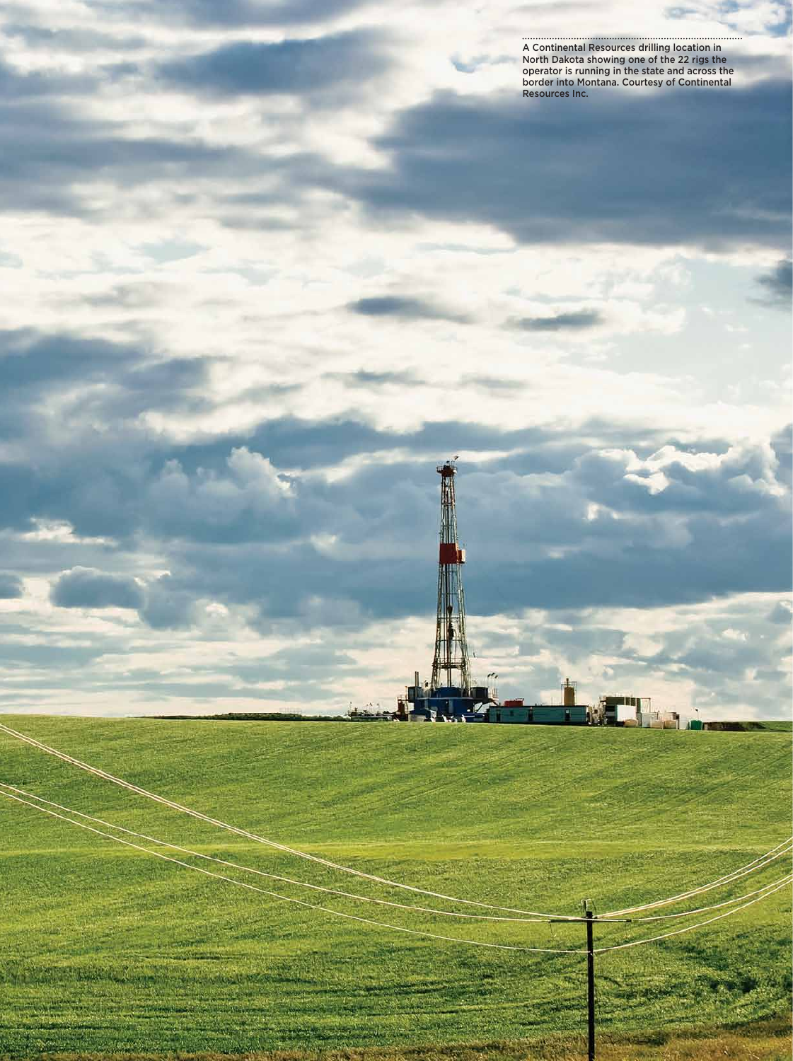A Continental Resources drilling location in North Dakota showing one of the 22 rigs the operator is running in the state and across the border into Montana. Courtesy of Continental Resources Inc.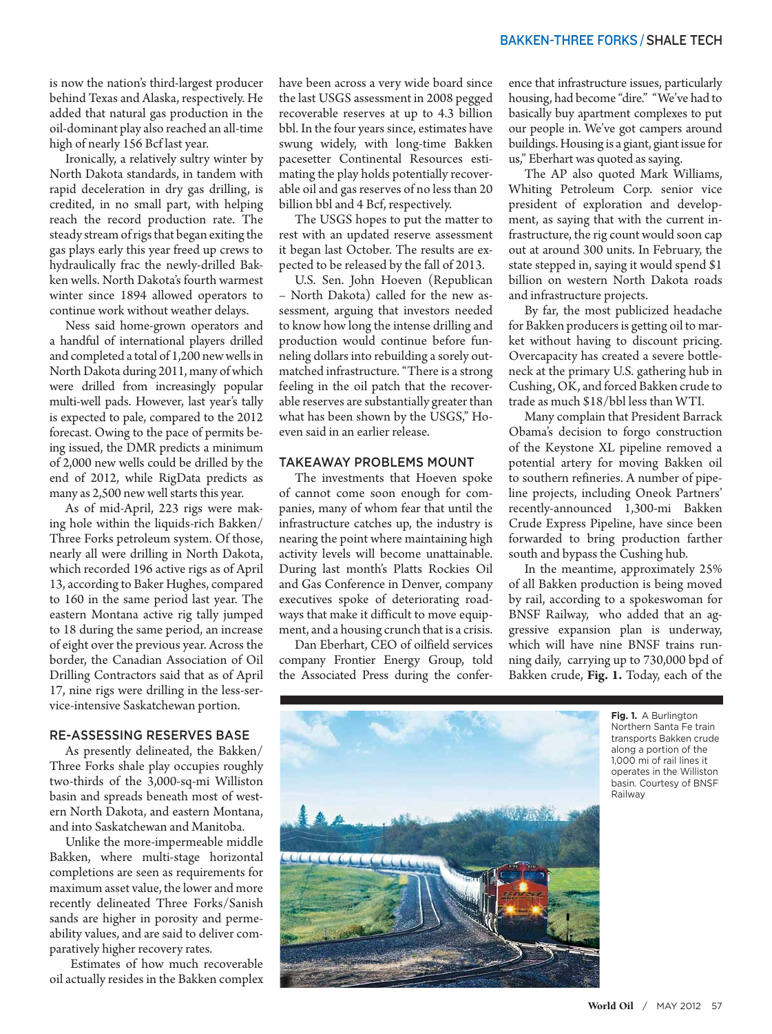is now the nation's third-largest producer behind Texas and Alaska, respectively. He added that natural gas production in the oil-dominant play also reached an all-time high of nearly 156 Bcf last year.

Ironically, a relatively sultry winter by North Dakota standards, in tandem with rapid deceleration in dry gas drilling, is credited, in no small part, with helping reach the record production rate. The steady stream of rigs that began exiting the gas plays early this year freed up crews to hydraulically frac the newly-drilled Bakken wells. North Dakota's fourth warmest winter since 1894 allowed operators to continue work without weather delays.

Ness said home-grown operators and a handful of international players drilled and completed a total of 1,200 new wells in North Dakota during 2011, many of which were drilled from increasingly popular multi-well pads. However, last year's tally is expected to pale, compared to the 2012 forecast. Owing to the pace of permits being issued, the DMR predicts a minimum of 2,000 new wells could be drilled by the end of 2012, while RigData predicts as many as 2,500 new well starts this year.

As of mid-April, 223 rigs were making hole within the liquids-rich Bakken/Three Forks petroleum system. Of those, nearly all were drilling in North Dakota, which recorded 196 active rigs as of April 13, according to Baker Hughes, compared to 160 in the same period last year. The eastern Montana active rig tally jumped to 18 during the same period, an increase of eight over the previous year. Across the border, the Canadian Association of Oil Drilling Contractors said that as of April 17, nine rigs were drilling in the less-service-intensive Saskatchewan portion.

## RE-ASSESSING RESERVES BASE

As presently delineated, the Bakken/Three Forks shale play occupies roughly two-thirds of the 3,000-sq-mi Williston basin and spreads beneath most of western North Dakota, and eastern Montana, and into Saskatchewan and Manitoba.

Unlike the more-impermeable middle Bakken, where multi-stage horizontal completions are seen as requirements for maximum asset value, the lower and more recently delineated Three Forks/Sanish sands are higher in porosity and permeability values, and are said to deliver comparatively higher recovery rates.

Estimates of how much recoverable oil actually resides in the Bakken complex have been across a very wide board since the last USGS assessment in 2008 pegged recoverable reserves at up to 4.3 billion bbl. In the four years since, estimates have swung widely, with long-time Bakken pacesetter Continental Resources estimating the play holds potentially recoverable oil and gas reserves of no less than 20 billion bbl and 4 Bcf, respectively.

The USGS hopes to put the matter to rest with an updated reserve assessment it began last October. The results are expected to be released by the fall of 2013.

U.S. Sen. John Hoeven (Republican – North Dakota) called for the new assessment, arguing that investors needed to know how long the intense drilling and production would continue before funneling dollars into rebuilding a sorely outmatched infrastructure. "There is a strong feeling in the oil patch that the recoverable reserves are substantially greater than what has been shown by the USGS," Hoeven said in an earlier release.

## TAKEAWAY PROBLEMS MOUNT

The investments that Hoeven spoke of cannot come soon enough for companies, many of whom fear that until the infrastructure catches up, the industry is nearing the point where maintaining high activity levels will become unattainable. During last month's Platts Rockies Oil and Gas Conference in Denver, company executives spoke of deteriorating roadways that make it difficult to move equipment, and a housing crunch that is a crisis.

Dan Eberhart, CEO of oilfield services company Frontier Energy Group, told the Associated Press during the conference that infrastructure issues, particularly housing, had become "dire." "We've had to basically buy apartment complexes to put our people in. We've got campers around buildings. Housing is a giant, giant issue for us," Eberhart was quoted as saying.

The AP also quoted Mark Williams, Whiting Petroleum Corp. senior vice president of exploration and development, as saying that with the current infrastructure, the rig count would soon cap out at around 300 units. In February, the state stepped in, saying it would spend $1 billion on western North Dakota roads and infrastructure projects.

By far, the most publicized headache for Bakken producers is getting oil to market without having to discount pricing. Overcapacity has created a severe bottleneck at the primary U.S. gathering hub in Cushing, OK, and forced Bakken crude to trade as much $18/bbl less than WTI.

Many complain that President Barrack Obama's decision to forgo construction of the Keystone XL pipeline removed a potential artery for moving Bakken oil to southern refineries. A number of pipeline projects, including Oneok Partners' recently-announced 1,300-mi Bakken Crude Express Pipeline, have since been forwarded to bring production farther south and bypass the Cushing hub.

In the meantime, approximately 25% of all Bakken production is being moved by rail, according to a spokeswoman for BNSF Railway, who added that an aggressive expansion plan is underway, which will have nine BNSF trains running daily, carrying up to 730,000 bpd of Bakken crude, **Fig. 1.** Today, each of the

**Fig. 1.** A Burlington Northern Santa Fe train transports Bakken crude along a portion of the 1,000 mi of rail lines it operates in the Williston basin. Courtesy of BNSF Railway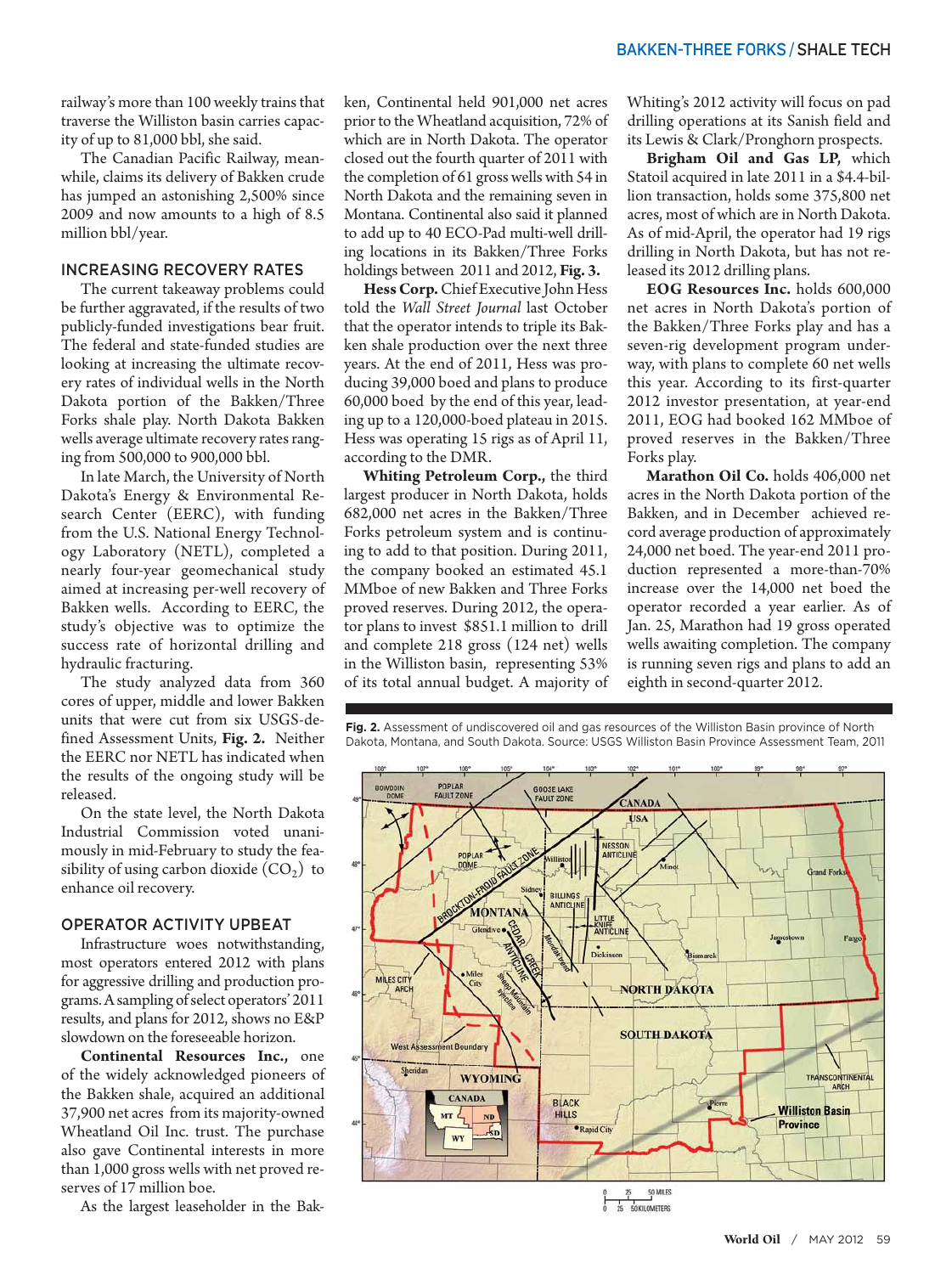railway's more than 100 weekly trains that traverse the Williston basin carries capacity of up to 81,000 bbl, she said.

The Canadian Pacific Railway, meanwhile, claims its delivery of Bakken crude has jumped an astonishing 2,500% since 2009 and now amounts to a high of 8.5 million bbl/year.

## INCREASING RECOVERY RATES

The current takeaway problems could be further aggravated, if the results of two publicly-funded investigations bear fruit. The federal and state-funded studies are looking at increasing the ultimate recovery rates of individual wells in the North Dakota portion of the Bakken/Three Forks shale play. North Dakota Bakken wells average ultimate recovery rates ranging from 500,000 to 900,000 bbl.

In late March, the University of North Dakota's Energy & Environmental Research Center (EERC), with funding from the U.S. National Energy Technology Laboratory (NETL), completed a nearly four-year geomechanical study aimed at increasing per-well recovery of Bakken wells. According to EERC, the study's objective was to optimize the success rate of horizontal drilling and hydraulic fracturing.

The study analyzed data from 360 cores of upper, middle and lower Bakken units that were cut from six USGS-defined Assessment Units, **Fig. 2.** Neither the EERC nor NETL has indicated when the results of the ongoing study will be released.

On the state level, the North Dakota Industrial Commission voted unanimously in mid-February to study the feasibility of using carbon dioxide ($CO_2$) to enhance oil recovery.

## OPERATOR ACTIVITY UPBEAT

Infrastructure woes notwithstanding, most operators entered 2012 with plans for aggressive drilling and production programs. A sampling of select operators' 2011 results, and plans for 2012, shows no E&P slowdown on the foreseeable horizon.

**Continental Resources Inc.,** one of the widely acknowledged pioneers of the Bakken shale, acquired an additional 37,900 net acres from its majority-owned Wheatland Oil Inc. trust. The purchase also gave Continental interests in more than 1,000 gross wells with net proved reserves of 17 million boe.

As the largest leaseholder in the Bakken, Continental held 901,000 net acres prior to the Wheatland acquisition, 72% of which are in North Dakota. The operator closed out the fourth quarter of 2011 with the completion of 61 gross wells with 54 in North Dakota and the remaining seven in Montana. Continental also said it planned to add up to 40 ECO-Pad multi-well drilling locations in its Bakken/Three Forks holdings between 2011 and 2012, **Fig. 3.**

**Hess Corp.** Chief Executive John Hess told the *Wall Street Journal* last October that the operator intends to triple its Bakken shale production over the next three years. At the end of 2011, Hess was producing 39,000 boed and plans to produce 60,000 boed by the end of this year, leading up to a 120,000-boed plateau in 2015. Hess was operating 15 rigs as of April 11, according to the DMR.

**Whiting Petroleum Corp.,** the third largest producer in North Dakota, holds 682,000 net acres in the Bakken/Three Forks petroleum system and is continuing to add to that position. During 2011, the company booked an estimated 45.1 MMboe of new Bakken and Three Forks proved reserves. During 2012, the operator plans to invest $851.1 million to drill and complete 218 gross (124 net) wells in the Williston basin, representing 53% of its total annual budget. A majority of Whiting's 2012 activity will focus on pad drilling operations at its Sanish field and its Lewis & Clark/Pronghorn prospects.

**Brigham Oil and Gas LP,** which Statoil acquired in late 2011 in a $4.4-billion transaction, holds some 375,800 net acres, most of which are in North Dakota. As of mid-April, the operator had 19 rigs drilling in North Dakota, but has not released its 2012 drilling plans.

**EOG Resources Inc.** holds 600,000 net acres in North Dakota's portion of the Bakken/Three Forks play and has a seven-rig development program underway, with plans to complete 60 net wells this year. According to its first-quarter 2012 investor presentation, at year-end 2011, EOG had booked 162 MMboe of proved reserves in the Bakken/Three Forks play.

**Marathon Oil Co.** holds 406,000 net acres in the North Dakota portion of the Bakken, and in December achieved record average production of approximately 24,000 net boed. The year-end 2011 production represented a more-than-70% increase over the 14,000 net boed the operator recorded a year earlier. As of Jan. 25, Marathon had 19 gross operated wells awaiting completion. The company is running seven rigs and plans to add an eighth in second-quarter 2012.

**Fig. 2.** Assessment of undiscovered oil and gas resources of the Williston Basin province of North Dakota, Montana, and South Dakota. Source: USGS Williston Basin Province Assessment Team, 2011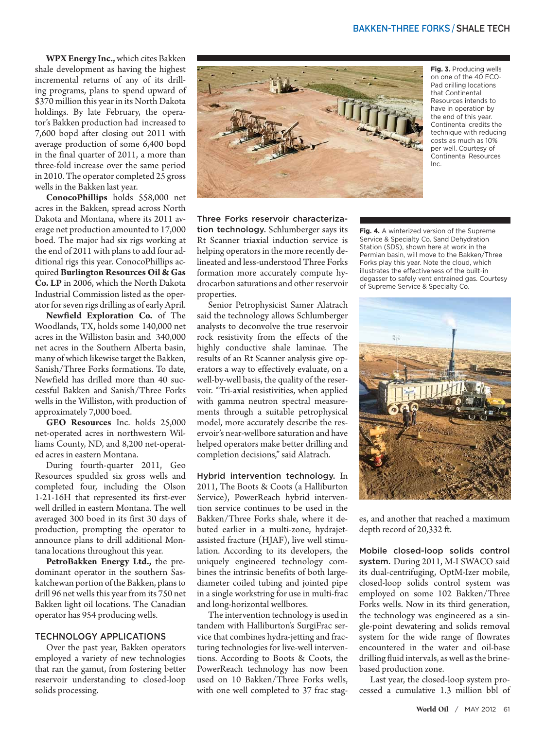**WPX Energy Inc.,** which cites Bakken shale development as having the highest incremental returns of any of its drilling programs, plans to spend upward of $370 million this year in its North Dakota holdings. By late February, the operator's Bakken production had increased to 7,600 bopd after closing out 2011 with average production of some 6,400 bopd in the final quarter of 2011, a more than three-fold increase over the same period in 2010. The operator completed 25 gross wells in the Bakken last year.

**ConocoPhillips** holds 558,000 net acres in the Bakken, spread across North Dakota and Montana, where its 2011 average net production amounted to 17,000 boed. The major had six rigs working at the end of 2011 with plans to add four additional rigs this year. ConocoPhillips acquired **Burlington Resources Oil & Gas Co. LP** in 2006, which the North Dakota Industrial Commission listed as the operator for seven rigs drilling as of early April.

**Newfield Exploration Co.** of The Woodlands, TX, holds some 140,000 net acres in the Williston basin and 340,000 net acres in the Southern Alberta basin, many of which likewise target the Bakken, Sanish/Three Forks formations. To date, Newfield has drilled more than 40 successful Bakken and Sanish/Three Forks wells in the Williston, with production of approximately 7,000 boed.

**GEO Resources** Inc. holds 25,000 net-operated acres in northwestern Williams County, ND, and 8,200 net-operated acres in eastern Montana.

During fourth-quarter 2011, Geo Resources spudded six gross wells and completed four, including the Olson 1-21-16H that represented its first-ever well drilled in eastern Montana. The well averaged 300 boed in its first 30 days of production, prompting the operator to announce plans to drill additional Montana locations throughout this year.

**PetroBakken Energy Ltd.,** the predominant operator in the southern Saskatchewan portion of the Bakken, plans to drill 96 net wells this year from its 750 net Bakken light oil locations. The Canadian operator has 954 producing wells.

## TECHNOLOGY APPLICATIONS

Over the past year, Bakken operators employed a variety of new technologies that ran the gamut, from fostering better reservoir understanding to closed-loop solids processing.

**Fig. 3.** Producing wells on one of the 40 ECO-Pad drilling locations that Continental Resources intends to have in operation by the end of this year. Continental credits the technique with reducing costs as much as 10% per well. Courtesy of Continental Resources Inc.

**Three Forks reservoir characterization technology.** Schlumberger says its Rt Scanner triaxial induction service is helping operators in the more recently delineated and less-understood Three Forks formation more accurately compute hydrocarbon saturations and other reservoir properties.

Senior Petrophysicist Samer Alatrach said the technology allows Schlumberger analysts to deconvolve the true reservoir rock resistivity from the effects of the highly conductive shale laminae. The results of an Rt Scanner analysis give operators a way to effectively evaluate, on a well-by-well basis, the quality of the reservoir. "Tri-axial resistivities, when applied with gamma neutron spectral measurements through a suitable petrophysical model, more accurately describe the reservoir's near-wellbore saturation and have helped operators make better drilling and completion decisions," said Alatrach.

**Hybrid intervention technology.** In 2011, The Boots & Coots (a Halliburton Service), PowerReach hybrid intervention service continues to be used in the Bakken/Three Forks shale, where it debuted earlier in a multi-zone, hydrajet-assisted fracture (HJAF), live well stimulation. According to its developers, the uniquely engineered technology combines the intrinsic benefits of both large-diameter coiled tubing and jointed pipe in a single workstring for use in multi-frac and long-horizontal wellbores.

The intervention technology is used in tandem with Halliburton's SurgiFrac service that combines hydra-jetting and fracturing technologies for live-well interventions. According to Boots & Coots, the PowerReach technology has now been used on 10 Bakken/Three Forks wells, with one well completed to 37 frac stages, and another that reached a maximum depth record of 20,332 ft.

**Fig. 4.** A winterized version of the Supreme Service & Specialty Co. Sand Dehydration Station (SDS), shown here at work in the Permian basin, will move to the Bakken/Three Forks play this year. Note the cloud, which illustrates the effectiveness of the built-in degasser to safely vent entrained gas. Courtesy of Supreme Service & Specialty Co.

**Mobile closed-loop solids control system.** During 2011, M-I SWACO said its dual-centrifuging, OptM-Izer mobile, closed-loop solids control system was employed on some 102 Bakken/Three Forks wells. Now in its third generation, the technology was engineered as a single-point dewatering and solids removal system for the wide range of flowrates encountered in the water and oil-base drilling fluid intervals, as well as the brine-based production zone.

Last year, the closed-loop system processed a cumulative 1.3 million bbl of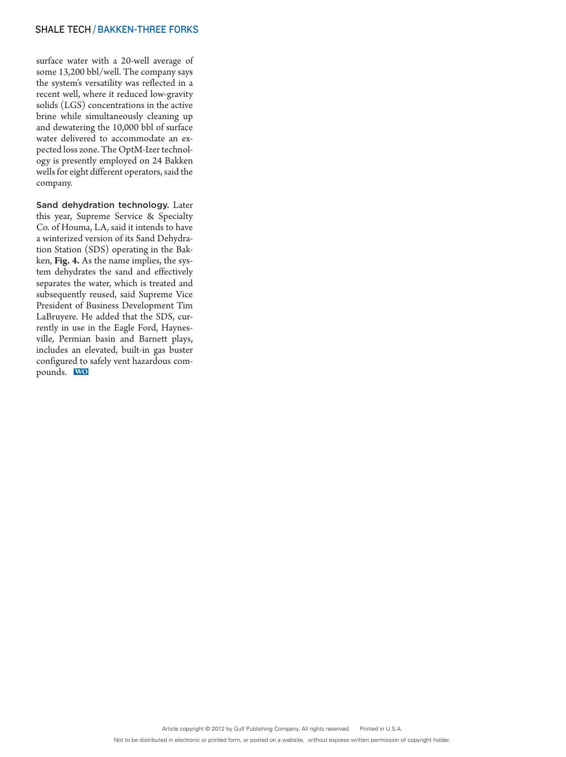surface water with a 20-well average of some 13,200 bbl/well. The company says the system's versatility was reflected in a recent well, where it reduced low-gravity solids (LGS) concentrations in the active brine while simultaneously cleaning up and dewatering the 10,000 bbl of surface water delivered to accommodate an expected loss zone. The OptM-Izer technology is presently employed on 24 Bakken wells for eight different operators, said the company.

**Sand dehydration technology.** Later this year, Supreme Service & Specialty Co. of Houma, LA, said it intends to have a winterized version of its Sand Dehydration Station (SDS) operating in the Bakken, **Fig. 4.** As the name implies, the system dehydrates the sand and effectively separates the water, which is treated and subsequently reused, said Supreme Vice President of Business Development Tim LaBruyere. He added that the SDS, currently in use in the Eagle Ford, Haynesville, Permian basin and Barnett plays, includes an elevated, built-in gas buster configured to safely vent hazardous compounds. **WO**

Article copyright © 2012 by Gulf Publishing Company. All rights reserved. Printed in U.S.A.

Not to be distributed in electronic or printed form, or posted on a website, without express written permission of copyright holder.